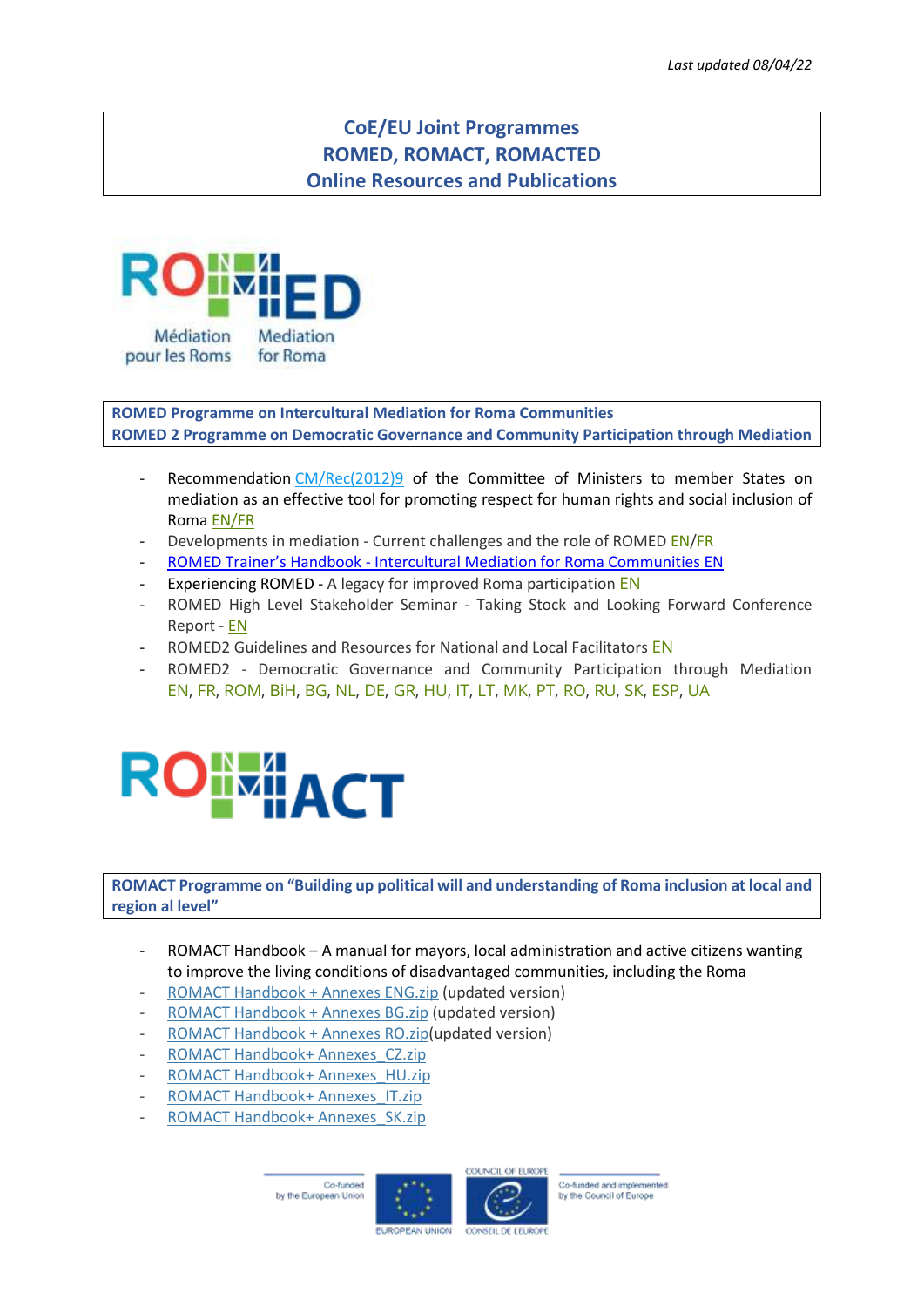*Last updated 08/04/22*

# CoE/EU Joint Programmes
# ROMED, ROMACT, ROMACTED
# Online Resources and Publications

ROMED

Médiation pour les Roms Mediation for Roma

## ROMED Programme on Intercultural Mediation for Roma Communities
## ROMED 2 Programme on Democratic Governance and Community Participation through Mediation

- Recommendation CM/Rec(2012)9 of the Committee of Ministers to member States on mediation as an effective tool for promoting respect for human rights and social inclusion of Roma EN/FR
- Developments in mediation - Current challenges and the role of ROMED EN/FR
- ROMED Trainer's Handbook - Intercultural Mediation for Roma Communities EN
- Experiencing ROMED - A legacy for improved Roma participation EN
- ROMED High Level Stakeholder Seminar - Taking Stock and Looking Forward Conference Report - EN
- ROMED2 Guidelines and Resources for National and Local Facilitators EN
- ROMED2 - Democratic Governance and Community Participation through Mediation EN, FR, ROM, BiH, BG, NL, DE, GR, HU, IT, LT, MK, PT, RO, RU, SK, ESP, UA

ROMACT

## ROMACT Programme on "Building up political will and understanding of Roma inclusion at local and region al level"

- ROMACT Handbook – A manual for mayors, local administration and active citizens wanting to improve the living conditions of disadvantaged communities, including the Roma
- ROMACT Handbook + Annexes ENG.zip (updated version)
- ROMACT Handbook + Annexes BG.zip (updated version)
- ROMACT Handbook + Annexes RO.zip(updated version)
- ROMACT Handbook+ Annexes_CZ.zip
- ROMACT Handbook+ Annexes_HU.zip
- ROMACT Handbook+ Annexes_IT.zip
- ROMACT Handbook+ Annexes_SK.zip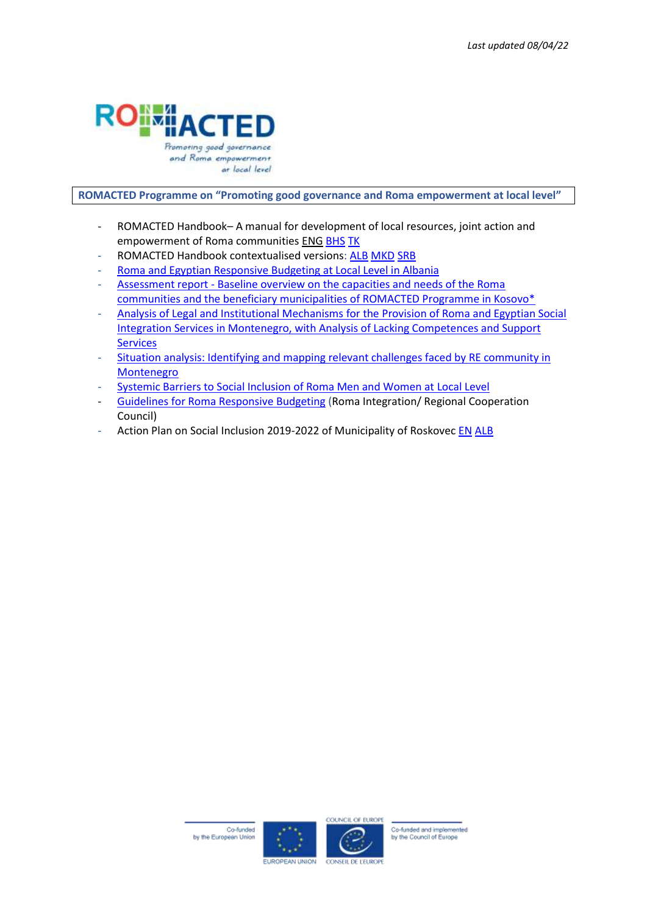*Last updated 08/04/22*

ROMACTED

Promoting good governance and Roma empowerment at local level

**ROMACTED Programme on "Promoting good governance and Roma empowerment at local level"**

- ROMACTED Handbook– A manual for development of local resources, joint action and empowerment of Roma communities ENG BHS TK
- ROMACTED Handbook contextualised versions: ALB MKD SRB
- Roma and Egyptian Responsive Budgeting at Local Level in Albania
- Assessment report - Baseline overview on the capacities and needs of the Roma communities and the beneficiary municipalities of ROMACTED Programme in Kosovo*
- Analysis of Legal and Institutional Mechanisms for the Provision of Roma and Egyptian Social Integration Services in Montenegro, with Analysis of Lacking Competences and Support Services
- Situation analysis: Identifying and mapping relevant challenges faced by RE community in Montenegro
- Systemic Barriers to Social Inclusion of Roma Men and Women at Local Level
- Guidelines for Roma Responsive Budgeting (Roma Integration/ Regional Cooperation Council)
- Action Plan on Social Inclusion 2019-2022 of Municipality of Roskovec EN ALB

Co-funded by the European Union

EUROPEAN UNION

COUNCIL OF EUROPE

CONSEIL DE L'EUROPE

Co-funded and implemented by the Council of Europe